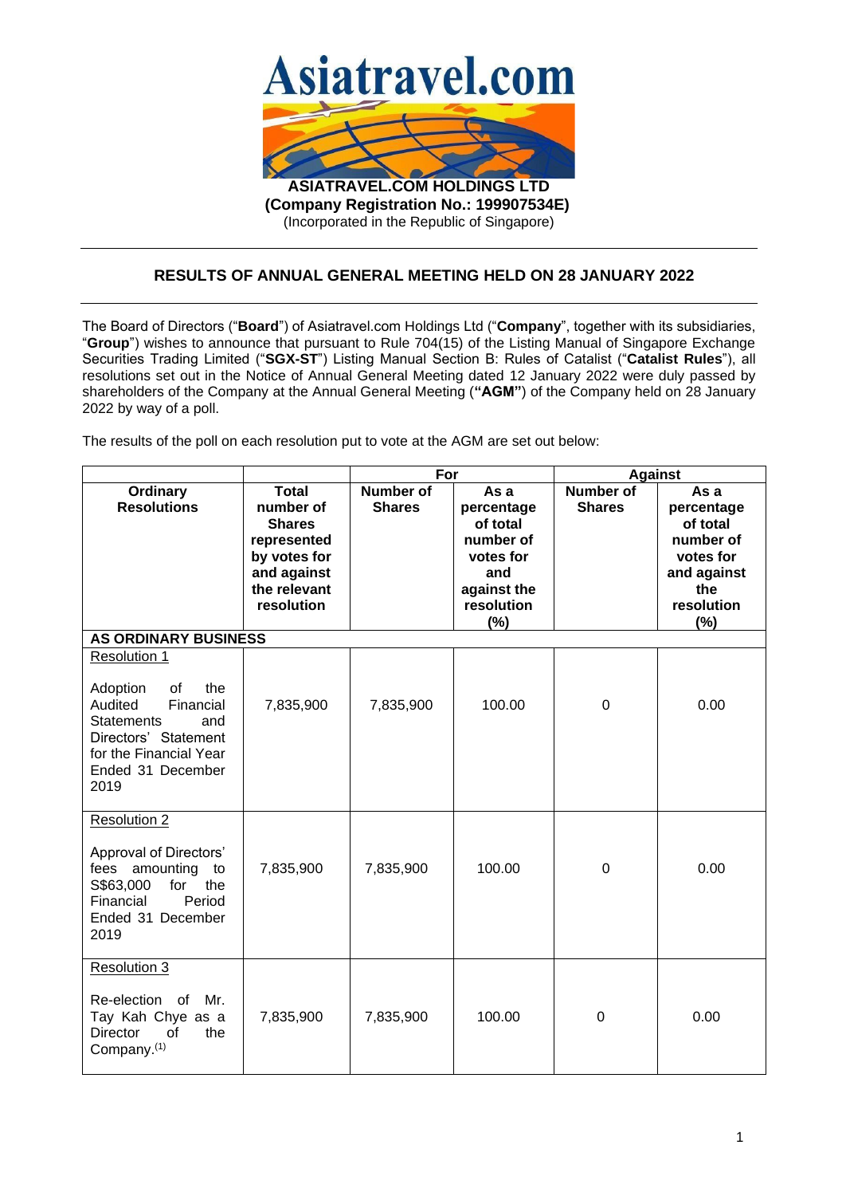**ASIATRAVEL.COM HOLDINGS LTD**
**(Company Registration No.: 199907534E)**
(Incorporated in the Republic of Singapore)

## RESULTS OF ANNUAL GENERAL MEETING HELD ON 28 JANUARY 2022

The Board of Directors ("**Board**") of Asiatravel.com Holdings Ltd ("**Company**", together with its subsidiaries, "**Group**") wishes to announce that pursuant to Rule 704(15) of the Listing Manual of Singapore Exchange Securities Trading Limited ("**SGX-ST**") Listing Manual Section B: Rules of Catalist ("**Catalist Rules**"), all resolutions set out in the Notice of Annual General Meeting dated 12 January 2022 were duly passed by shareholders of the Company at the Annual General Meeting (**"AGM"**) of the Company held on 28 January 2022 by way of a poll.

The results of the poll on each resolution put to vote at the AGM are set out below:

| | | For | | Against | |
|---|---|---|---|---|---|
| **Ordinary Resolutions** | **Total number of Shares represented by votes for and against the relevant resolution** | **Number of Shares** | **As a percentage of total number of votes for and against the resolution (%)** | **Number of Shares** | **As a percentage of total number of votes for and against the resolution (%)** |
| **AS ORDINARY BUSINESS** | | | | | |
| Resolution 1<br><br>Adoption of the Audited Financial Statements and Directors' Statement for the Financial Year Ended 31 December 2019 | 7,835,900 | 7,835,900 | 100.00 | 0 | 0.00 |
| Resolution 2<br><br>Approval of Directors' fees amounting to S$63,000 for the Financial Period Ended 31 December 2019 | 7,835,900 | 7,835,900 | 100.00 | 0 | 0.00 |
| Resolution 3<br><br>Re-election of Mr. Tay Kah Chye as a Director of the Company.[(1)] | 7,835,900 | 7,835,900 | 100.00 | 0 | 0.00 |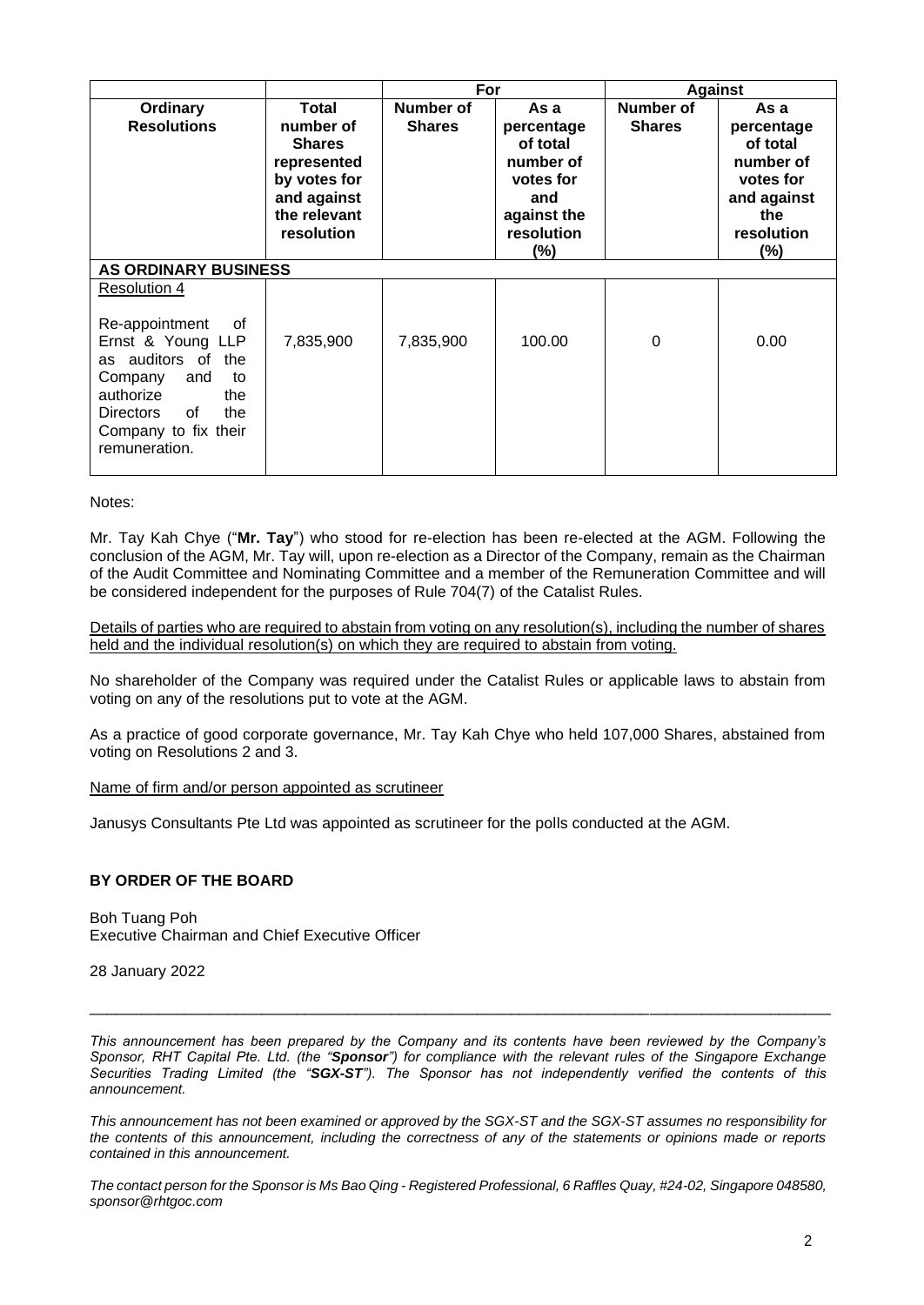| | | For | | Against | |
|---|---|---|---|---|---|
| **Ordinary Resolutions** | **Total number of Shares represented by votes for and against the relevant resolution** | **Number of Shares** | **As a percentage of total number of votes for and against the resolution (%)** | **Number of Shares** | **As a percentage of total number of votes for and against the resolution (%)** |
| **AS ORDINARY BUSINESS** | | | | | |
| Resolution 4<br><br>Re-appointment of Ernst & Young LLP as auditors of the Company and to authorize the Directors of the Company to fix their remuneration. | 7,835,900 | 7,835,900 | 100.00 | 0 | 0.00 |

Notes:

Mr. Tay Kah Chye ("**Mr. Tay**") who stood for re-election has been re-elected at the AGM. Following the conclusion of the AGM, Mr. Tay will, upon re-election as a Director of the Company, remain as the Chairman of the Audit Committee and Nominating Committee and a member of the Remuneration Committee and will be considered independent for the purposes of Rule 704(7) of the Catalist Rules.

Details of parties who are required to abstain from voting on any resolution(s), including the number of shares held and the individual resolution(s) on which they are required to abstain from voting.

No shareholder of the Company was required under the Catalist Rules or applicable laws to abstain from voting on any of the resolutions put to vote at the AGM.

As a practice of good corporate governance, Mr. Tay Kah Chye who held 107,000 Shares, abstained from voting on Resolutions 2 and 3.

Name of firm and/or person appointed as scrutineer

Janusys Consultants Pte Ltd was appointed as scrutineer for the polls conducted at the AGM.

**BY ORDER OF THE BOARD**

Boh Tuang Poh
Executive Chairman and Chief Executive Officer

28 January 2022

---

*This announcement has been prepared by the Company and its contents have been reviewed by the Company's Sponsor, RHT Capital Pte. Ltd. (the "**Sponsor**") for compliance with the relevant rules of the Singapore Exchange Securities Trading Limited (the "**SGX-ST**"). The Sponsor has not independently verified the contents of this announcement.*

*This announcement has not been examined or approved by the SGX-ST and the SGX-ST assumes no responsibility for the contents of this announcement, including the correctness of any of the statements or opinions made or reports contained in this announcement.*

*The contact person for the Sponsor is Ms Bao Qing - Registered Professional, 6 Raffles Quay, #24-02, Singapore 048580, sponsor@rhtgoc.com*